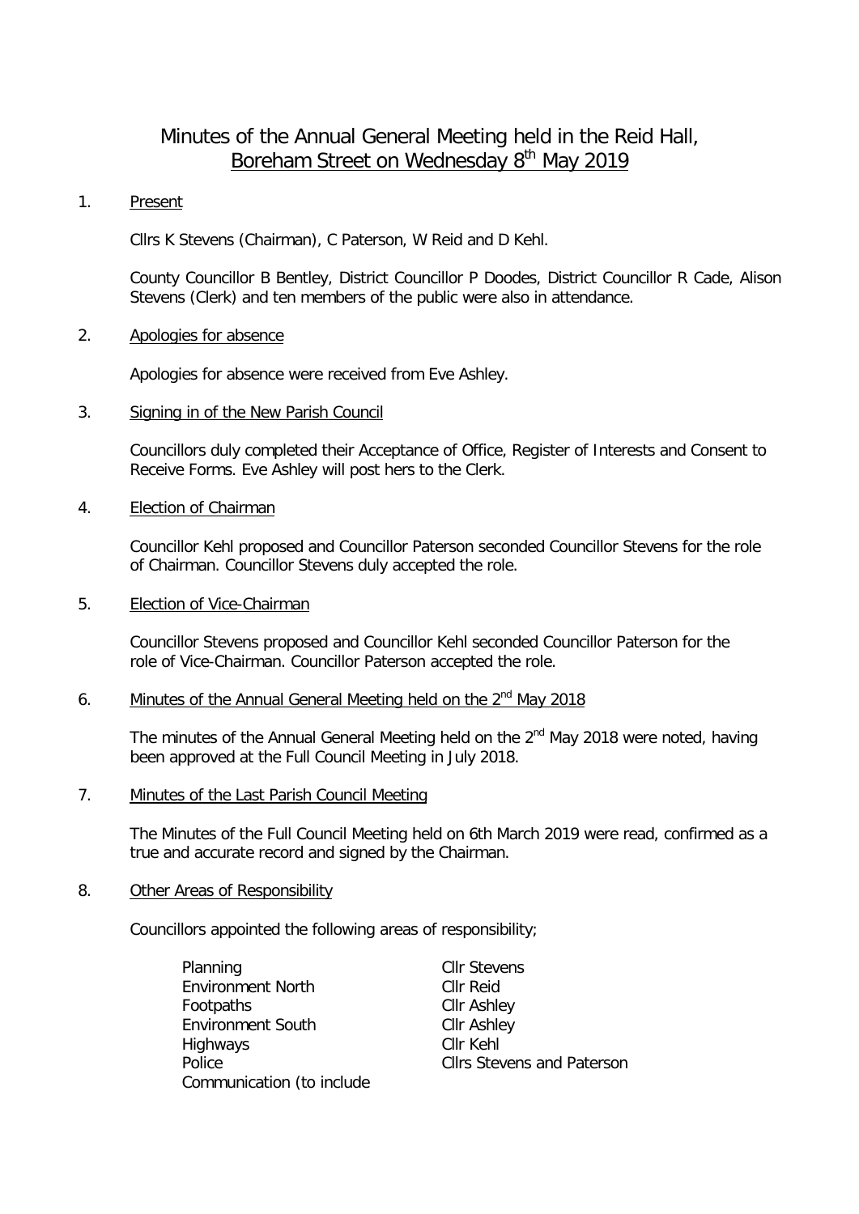# Minutes of the Annual General Meeting held in the Reid Hall, Boreham Street on Wednesday 8th May 2019

1. Present

   Cllrs K Stevens (Chairman), C Paterson, W Reid and D Kehl.

   County Councillor B Bentley, District Councillor P Doodes, District Councillor R Cade, Alison Stevens (Clerk) and ten members of the public were also in attendance.

2. Apologies for absence

   Apologies for absence were received from Eve Ashley.

3. Signing in of the New Parish Council

   Councillors duly completed their Acceptance of Office, Register of Interests and Consent to Receive Forms. Eve Ashley will post hers to the Clerk.

4. Election of Chairman

   Councillor Kehl proposed and Councillor Paterson seconded Councillor Stevens for the role of Chairman. Councillor Stevens duly accepted the role.

5. Election of Vice-Chairman

   Councillor Stevens proposed and Councillor Kehl seconded Councillor Paterson for the role of Vice-Chairman. Councillor Paterson accepted the role.

6. Minutes of the Annual General Meeting held on the 2nd May 2018

   The minutes of the Annual General Meeting held on the 2nd May 2018 were noted, having been approved at the Full Council Meeting in July 2018.

7. Minutes of the Last Parish Council Meeting

   The Minutes of the Full Council Meeting held on 6th March 2019 were read, confirmed as a true and accurate record and signed by the Chairman.

8. Other Areas of Responsibility

   Councillors appointed the following areas of responsibility;

| | |
|---|---|
| Planning | Cllr Stevens |
| Environment North | Cllr Reid |
| Footpaths | Cllr Ashley |
| Environment South | Cllr Ashley |
| Highways | Cllr Kehl |
| Police | Cllrs Stevens and Paterson |
| Communication (to include | |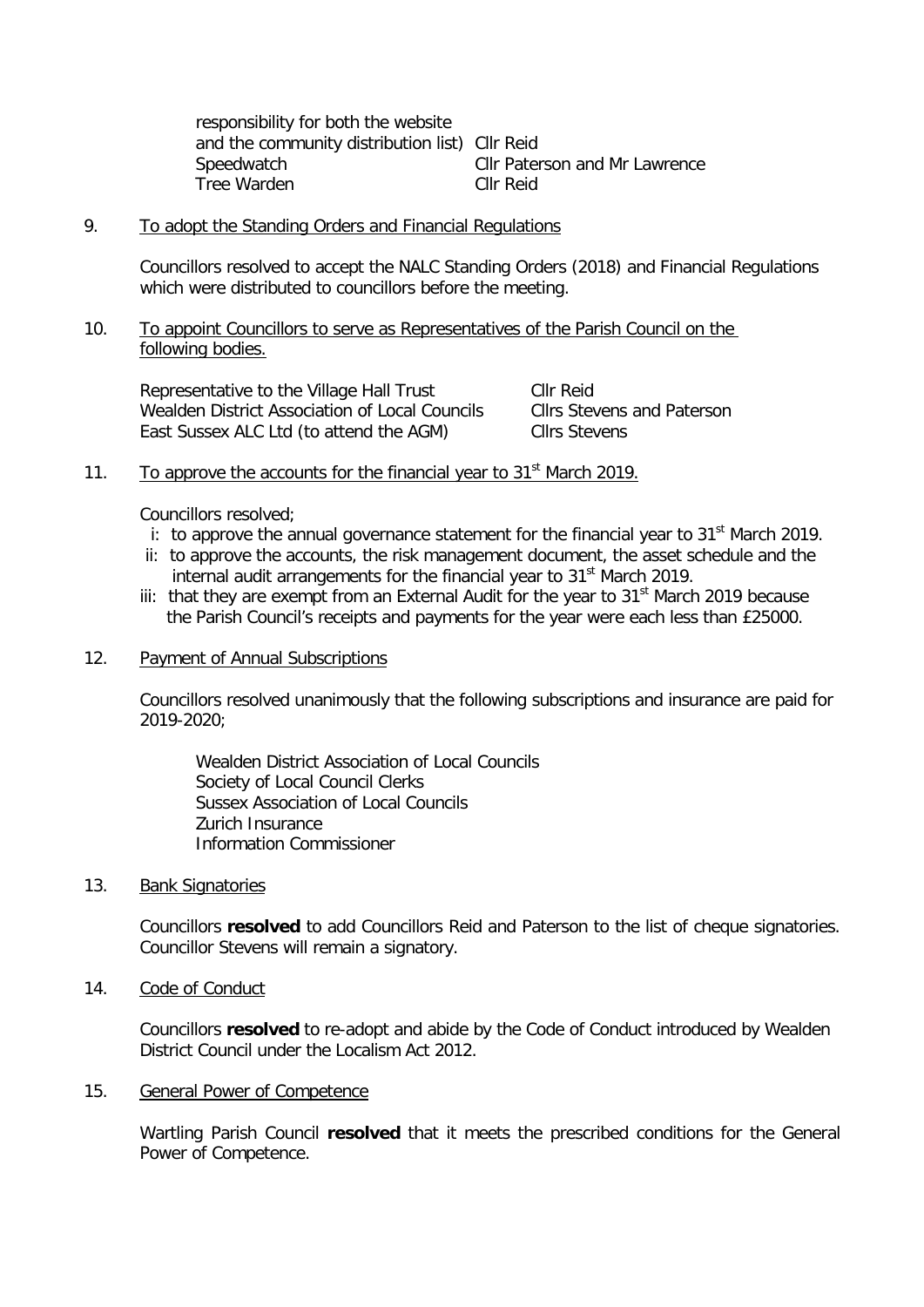| | |
|---|---|
| responsibility for both the website and the community distribution list) | Cllr Reid |
| Speedwatch | Cllr Paterson and Mr Lawrence |
| Tree Warden | Cllr Reid |

9. To adopt the Standing Orders and Financial Regulations

Councillors resolved to accept the NALC Standing Orders (2018) and Financial Regulations which were distributed to councillors before the meeting.

10. To appoint Councillors to serve as Representatives of the Parish Council on the following bodies.

| | |
|---|---|
| Representative to the Village Hall Trust | Cllr Reid |
| Wealden District Association of Local Councils | Cllrs Stevens and Paterson |
| East Sussex ALC Ltd (to attend the AGM) | Cllrs Stevens |

11. To approve the accounts for the financial year to 31st March 2019.

Councillors resolved;

i: to approve the annual governance statement for the financial year to 31st March 2019.
ii: to approve the accounts, the risk management document, the asset schedule and the internal audit arrangements for the financial year to 31st March 2019.
iii: that they are exempt from an External Audit for the year to 31st March 2019 because the Parish Council's receipts and payments for the year were each less than £25000.

12. Payment of Annual Subscriptions

Councillors resolved unanimously that the following subscriptions and insurance are paid for 2019-2020;

Wealden District Association of Local Councils
Society of Local Council Clerks
Sussex Association of Local Councils
Zurich Insurance
Information Commissioner

13. Bank Signatories

Councillors **resolved** to add Councillors Reid and Paterson to the list of cheque signatories. Councillor Stevens will remain a signatory.

14. Code of Conduct

Councillors **resolved** to re-adopt and abide by the Code of Conduct introduced by Wealden District Council under the Localism Act 2012.

15. General Power of Competence

Wartling Parish Council **resolved** that it meets the prescribed conditions for the General Power of Competence.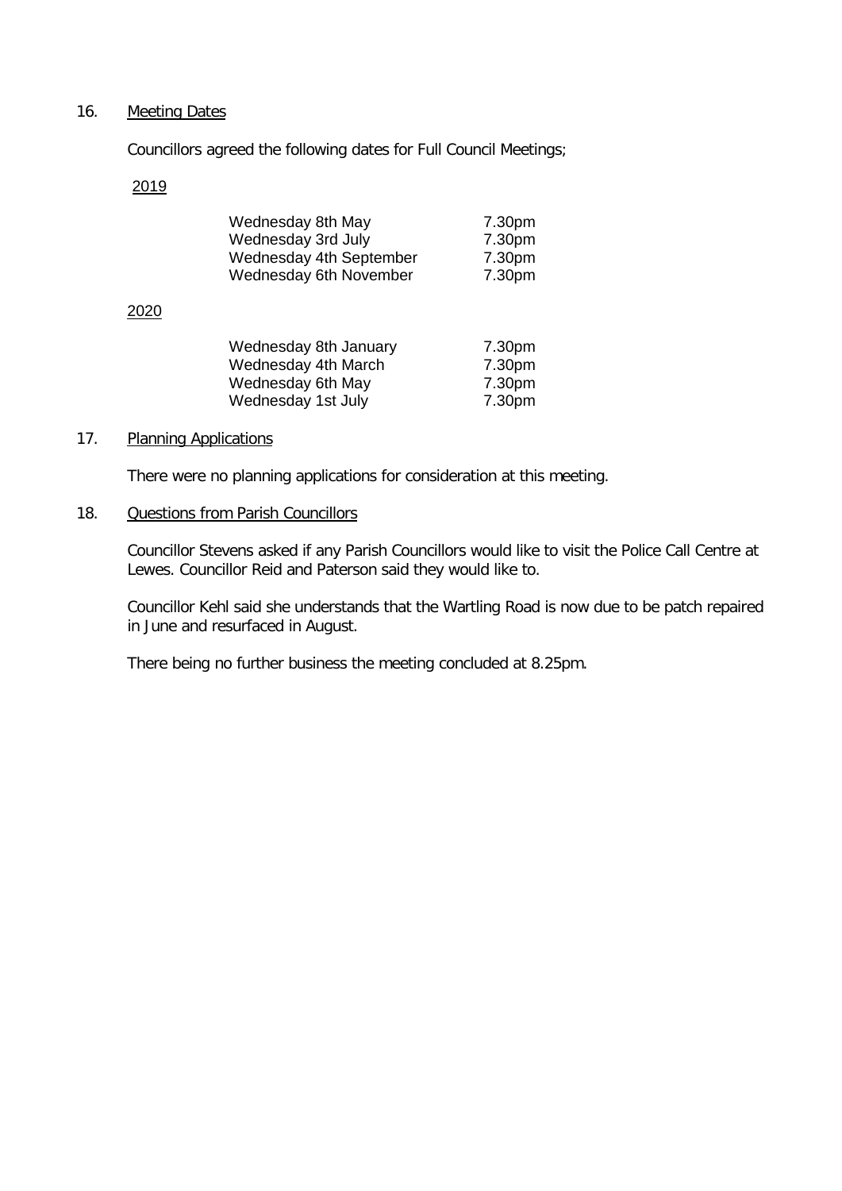16. Meeting Dates

Councillors agreed the following dates for Full Council Meetings;

2019

| | |
|---|---|
| Wednesday 8th May | 7.30pm |
| Wednesday 3rd July | 7.30pm |
| Wednesday 4th September | 7.30pm |
| Wednesday 6th November | 7.30pm |

2020

| | |
|---|---|
| Wednesday 8th January | 7.30pm |
| Wednesday 4th March | 7.30pm |
| Wednesday 6th May | 7.30pm |
| Wednesday 1st July | 7.30pm |

17. Planning Applications

There were no planning applications for consideration at this meeting.

18. Questions from Parish Councillors

Councillor Stevens asked if any Parish Councillors would like to visit the Police Call Centre at Lewes. Councillor Reid and Paterson said they would like to.

Councillor Kehl said she understands that the Wartling Road is now due to be patch repaired in June and resurfaced in August.

There being no further business the meeting concluded at 8.25pm.